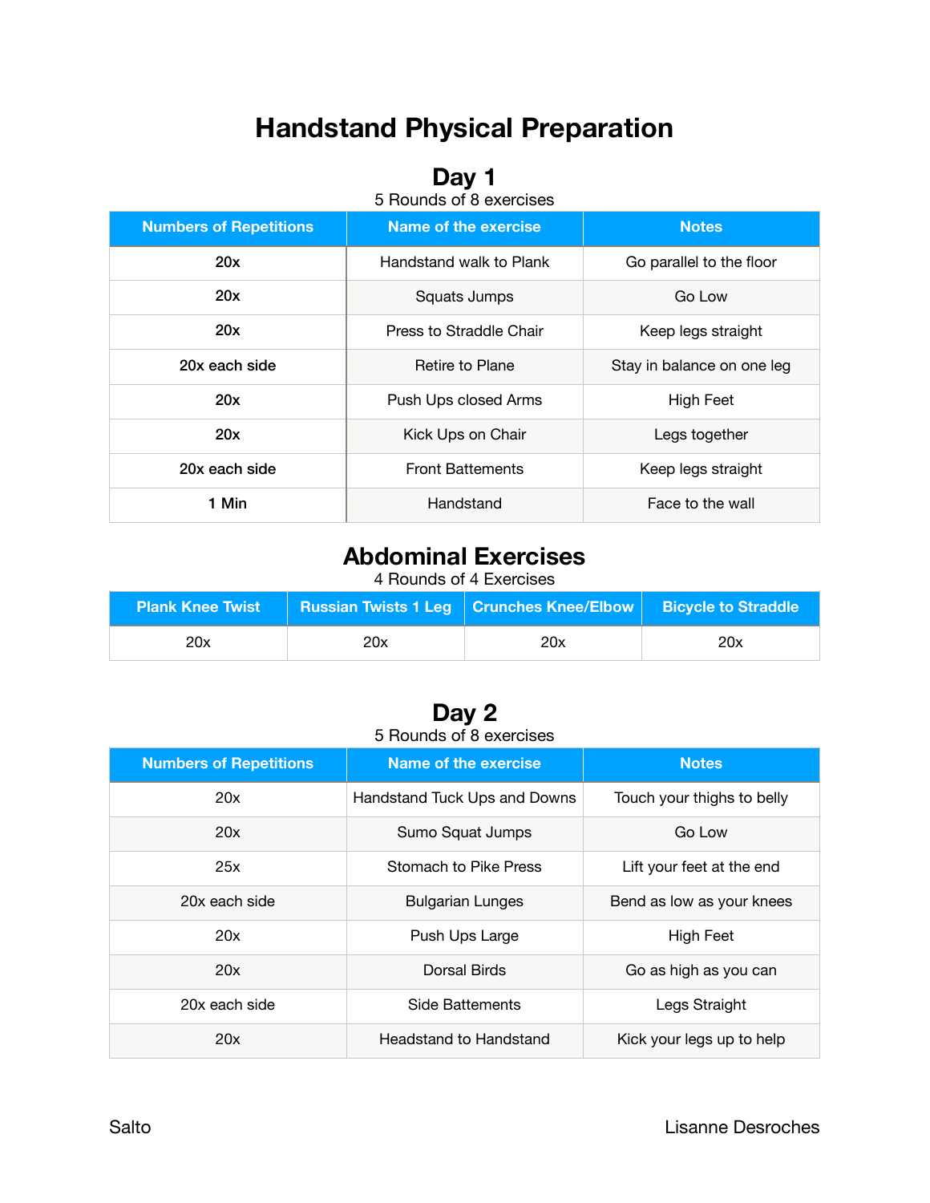# Handstand Physical Preparation

## Day 1

5 Rounds of 8 exercises

| Numbers of Repetitions | Name of the exercise | Notes |
|---|---|---|
| **20x** | Handstand walk to Plank | Go parallel to the floor |
| **20x** | Squats Jumps | Go Low |
| **20x** | Press to Straddle Chair | Keep legs straight |
| **20x each side** | Retire to Plane | Stay in balance on one leg |
| **20x** | Push Ups closed Arms | High Feet |
| **20x** | Kick Ups on Chair | Legs together |
| **20x each side** | Front Battements | Keep legs straight |
| **1 Min** | Handstand | Face to the wall |

## Abdominal Exercises

4 Rounds of 4 Exercises

| Plank Knee Twist | Russian Twists 1 Leg | Crunches Knee/Elbow | Bicycle to Straddle |
|---|---|---|---|
| 20x | 20x | 20x | 20x |

## Day 2

5 Rounds of 8 exercises

| Numbers of Repetitions | Name of the exercise | Notes |
|---|---|---|
| 20x | Handstand Tuck Ups and Downs | Touch your thighs to belly |
| 20x | Sumo Squat Jumps | Go Low |
| 25x | Stomach to Pike Press | Lift your feet at the end |
| 20x each side | Bulgarian Lunges | Bend as low as your knees |
| 20x | Push Ups Large | High Feet |
| 20x | Dorsal Birds | Go as high as you can |
| 20x each side | Side Battements | Legs Straight |
| 20x | Headstand to Handstand | Kick your legs up to help |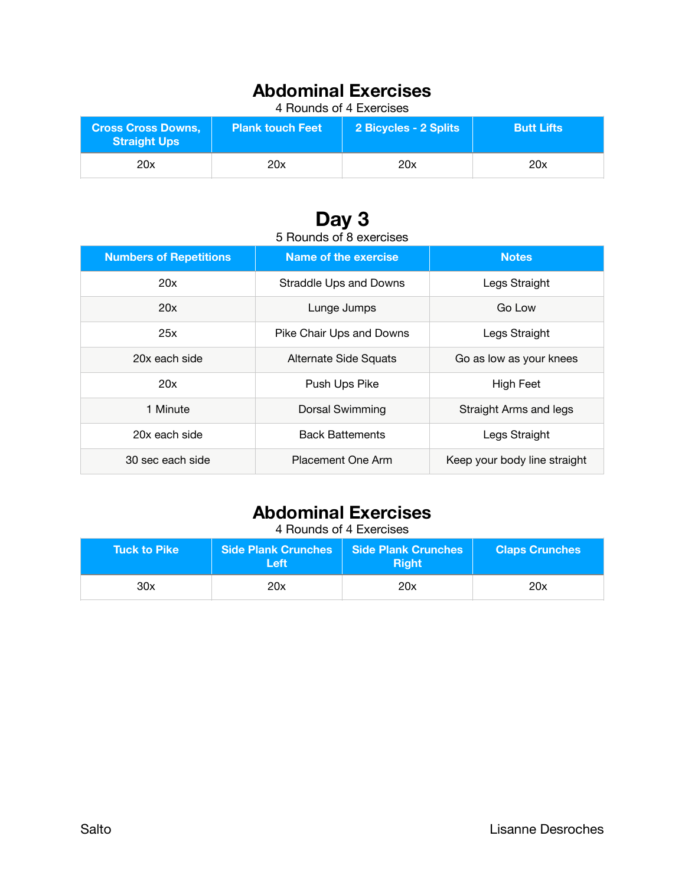# Abdominal Exercises

4 Rounds of 4 Exercises

| Cross Cross Downs, Straight Ups | Plank touch Feet | 2 Bicycles - 2 Splits | Butt Lifts |
|---|---|---|---|
| 20x | 20x | 20x | 20x |

# Day 3

5 Rounds of 8 exercises

| Numbers of Repetitions | Name of the exercise | Notes |
|---|---|---|
| 20x | Straddle Ups and Downs | Legs Straight |
| 20x | Lunge Jumps | Go Low |
| 25x | Pike Chair Ups and Downs | Legs Straight |
| 20x each side | Alternate Side Squats | Go as low as your knees |
| 20x | Push Ups Pike | High Feet |
| 1 Minute | Dorsal Swimming | Straight Arms and legs |
| 20x each side | Back Battements | Legs Straight |
| 30 sec each side | Placement One Arm | Keep your body line straight |

# Abdominal Exercises

4 Rounds of 4 Exercises

| Tuck to Pike | Side Plank Crunches Left | Side Plank Crunches Right | Claps Crunches |
|---|---|---|---|
| 30x | 20x | 20x | 20x |